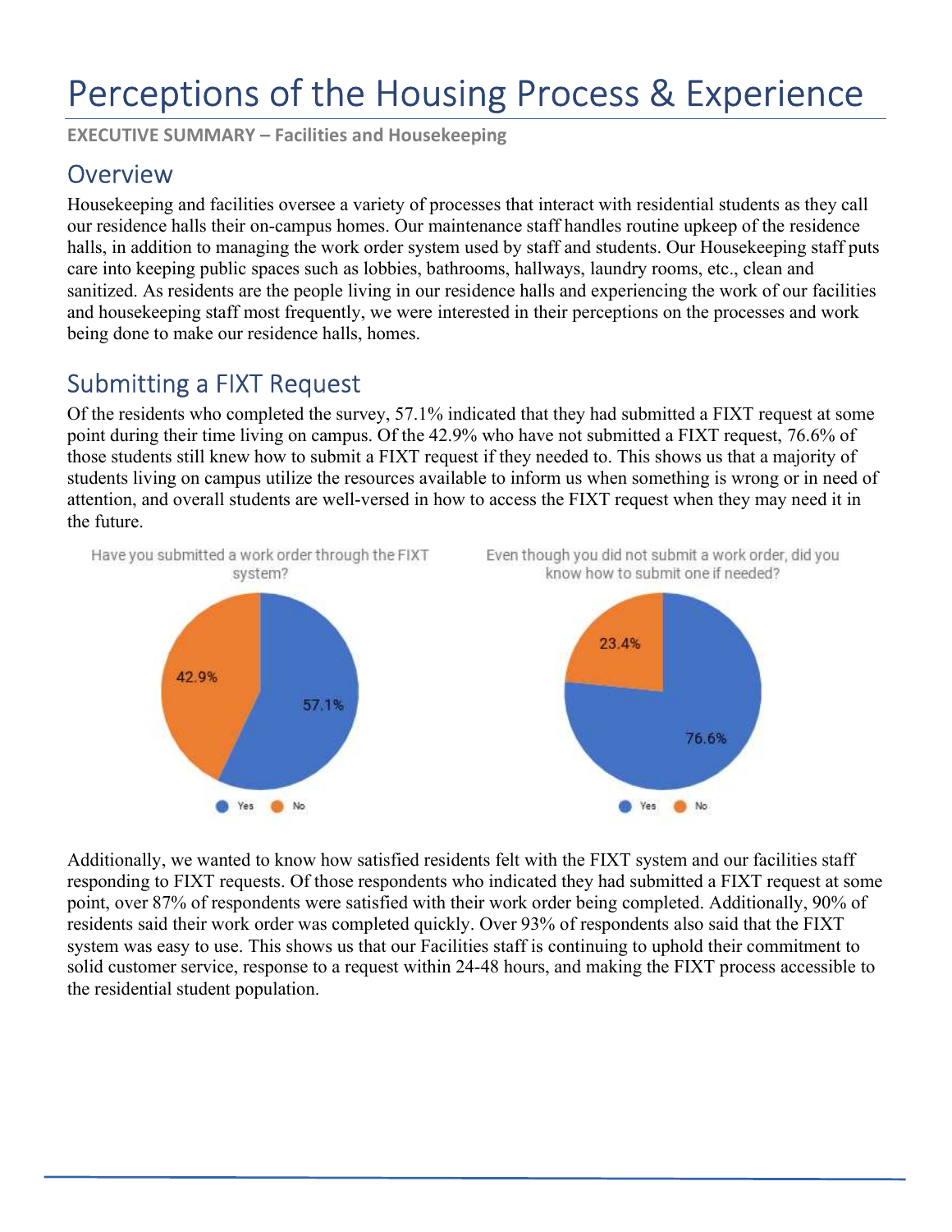# Perceptions of the Housing Process & Experience

**EXECUTIVE SUMMARY – Facilities and Housekeeping**

## Overview

Housekeeping and facilities oversee a variety of processes that interact with residential students as they call our residence halls their on-campus homes. Our maintenance staff handles routine upkeep of the residence halls, in addition to managing the work order system used by staff and students. Our Housekeeping staff puts care into keeping public spaces such as lobbies, bathrooms, hallways, laundry rooms, etc., clean and sanitized. As residents are the people living in our residence halls and experiencing the work of our facilities and housekeeping staff most frequently, we were interested in their perceptions on the processes and work being done to make our residence halls, homes.

## Submitting a FIXT Request

Of the residents who completed the survey, 57.1% indicated that they had submitted a FIXT request at some point during their time living on campus. Of the 42.9% who have not submitted a FIXT request, 76.6% of those students still knew how to submit a FIXT request if they needed to. This shows us that a majority of students living on campus utilize the resources available to inform us when something is wrong or in need of attention, and overall students are well-versed in how to access the FIXT request when they may need it in the future.

Have you submitted a work order through the FIXT system?

| Response | Percentage |
|---|---|
| Yes | 57.1% |
| No | 42.9% |

Even though you did not submit a work order, did you know how to submit one if needed?

| Response | Percentage |
|---|---|
| Yes | 76.6% |
| No | 23.4% |

Additionally, we wanted to know how satisfied residents felt with the FIXT system and our facilities staff responding to FIXT requests. Of those respondents who indicated they had submitted a FIXT request at some point, over 87% of respondents were satisfied with their work order being completed. Additionally, 90% of residents said their work order was completed quickly. Over 93% of respondents also said that the FIXT system was easy to use. This shows us that our Facilities staff is continuing to uphold their commitment to solid customer service, response to a request within 24-48 hours, and making the FIXT process accessible to the residential student population.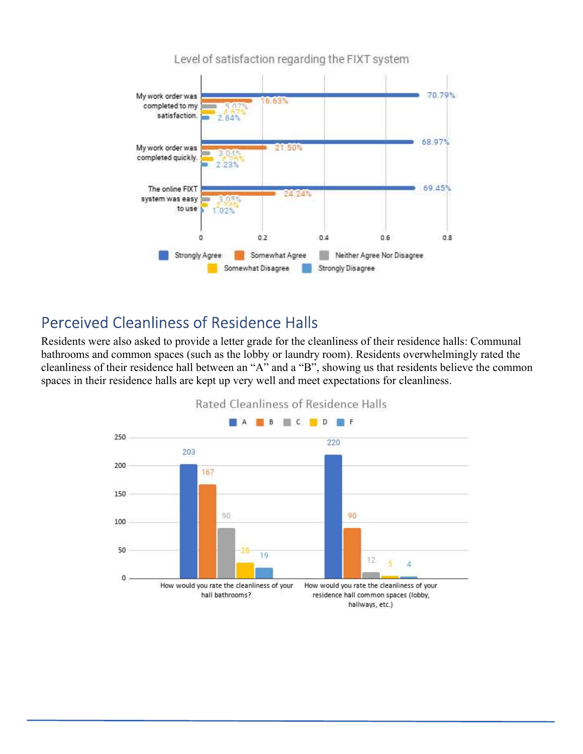Level of satisfaction regarding the FIXT system

My work order was completed to my satisfaction.

70.79%
16.63%
5.07%
4.67%
2.84%

My work order was completed quickly.

68.97%
21.50%
3.04%
4.26%
2.23%

The online FIXT system was easy to use

69.45%
24.24%
3.05%
2.24%
1.02%

0
0.2
0.4
0.6
0.8

Strongly Agree
Somewhat Agree
Neither Agree Nor Disagree
Somewhat Disagree
Strongly Disagree

## Perceived Cleanliness of Residence Halls

Residents were also asked to provide a letter grade for the cleanliness of their residence halls: Communal bathrooms and common spaces (such as the lobby or laundry room). Residents overwhelmingly rated the cleanliness of their residence hall between an "A" and a "B", showing us that residents believe the common spaces in their residence halls are kept up very well and meet expectations for cleanliness.

Rated Cleanliness of Residence Halls

A
B
C
D
F

250
200
150
100
50
0

How would you rate the cleanliness of your hall bathrooms?

203
167
90
28
19

How would you rate the cleanliness of your residence hall common spaces (lobby, hallways, etc.)

220
90
12
5
4